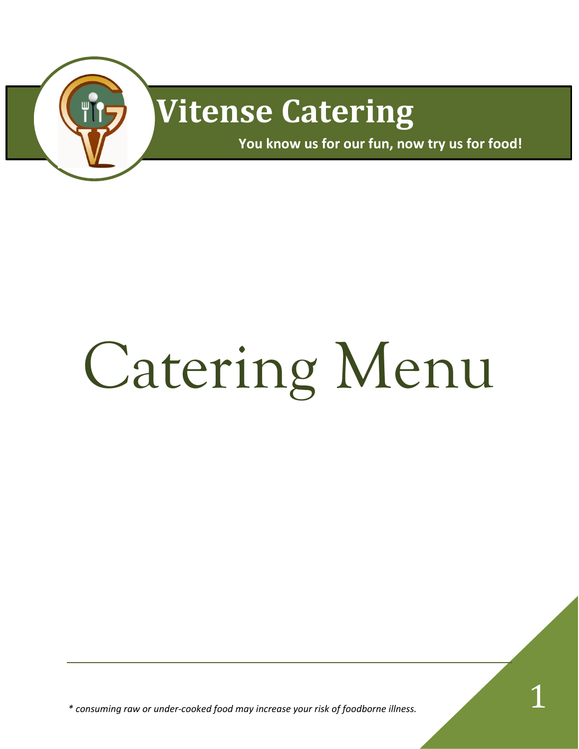# Vitense Catering

**You know us for our fun, now try us for food!**

# Catering Menu

*\* consuming raw or under-cooked food may increase your risk of foodborne illness.*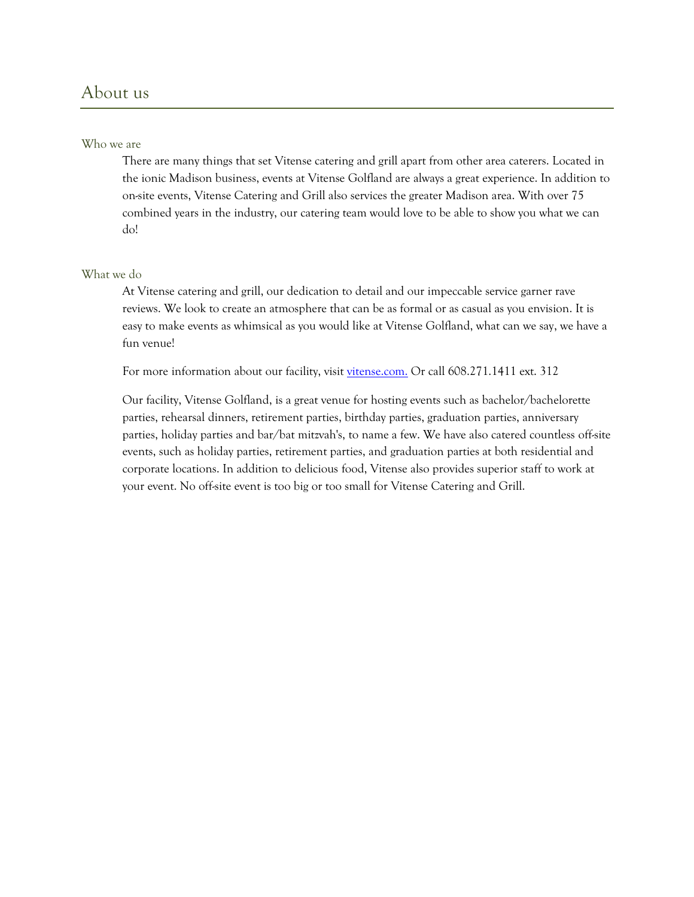# About us

## Who we are

There are many things that set Vitense catering and grill apart from other area caterers. Located in the ionic Madison business, events at Vitense Golfland are always a great experience. In addition to on-site events, Vitense Catering and Grill also services the greater Madison area. With over 75 combined years in the industry, our catering team would love to be able to show you what we can do!

## What we do

At Vitense catering and grill, our dedication to detail and our impeccable service garner rave reviews. We look to create an atmosphere that can be as formal or as casual as you envision. It is easy to make events as whimsical as you would like at Vitense Golfland, what can we say, we have a fun venue!

For more information about our facility, visit [vitense.com.](http://vitense.com) Or call 608.271.1411 ext. 312

Our facility, Vitense Golfland, is a great venue for hosting events such as bachelor/bachelorette parties, rehearsal dinners, retirement parties, birthday parties, graduation parties, anniversary parties, holiday parties and bar/bat mitzvah's, to name a few. We have also catered countless off-site events, such as holiday parties, retirement parties, and graduation parties at both residential and corporate locations. In addition to delicious food, Vitense also provides superior staff to work at your event. No off-site event is too big or too small for Vitense Catering and Grill.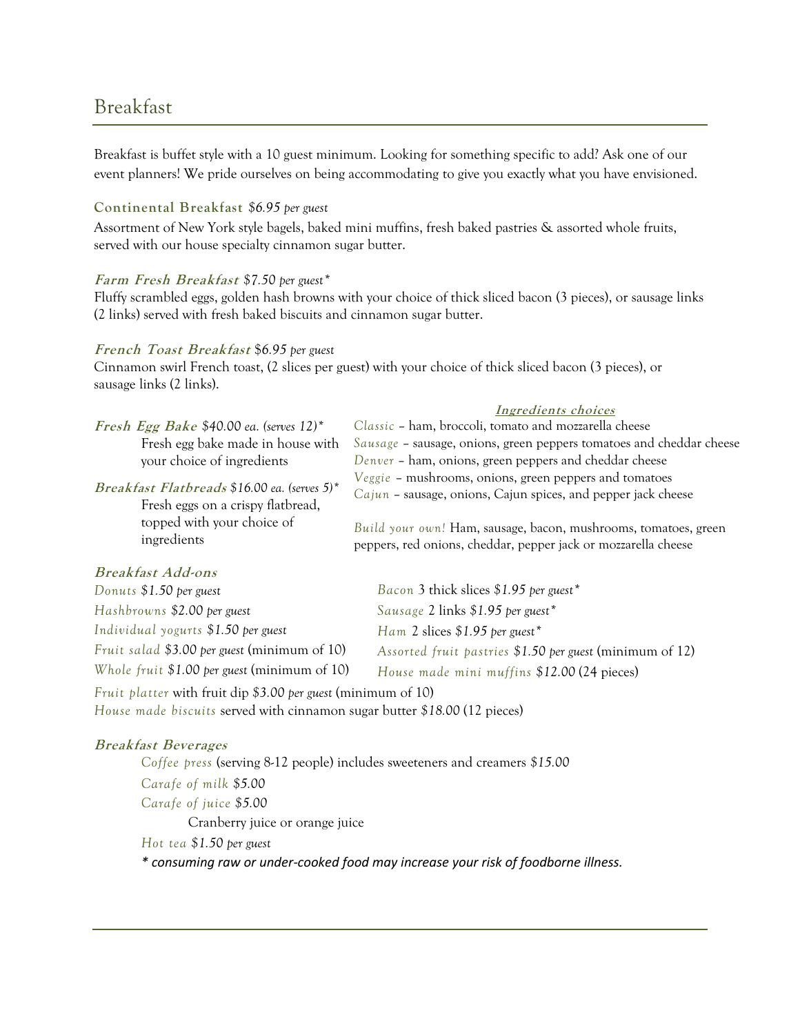# Breakfast

Breakfast is buffet style with a 10 guest minimum. Looking for something specific to add? Ask one of our event planners! We pride ourselves on being accommodating to give you exactly what you have envisioned.

**Continental Breakfast** *$6.95 per guest*

Assortment of New York style bagels, baked mini muffins, fresh baked pastries & assorted whole fruits, served with our house specialty cinnamon sugar butter.

***Farm Fresh Breakfast*** *$7.50 per guest**

Fluffy scrambled eggs, golden hash browns with your choice of thick sliced bacon (3 pieces), or sausage links (2 links) served with fresh baked biscuits and cinnamon sugar butter.

***French Toast Breakfast*** *$6.95 per guest*

Cinnamon swirl French toast, (2 slices per guest) with your choice of thick sliced bacon (3 pieces), or sausage links (2 links).

***Fresh Egg Bake*** *$40.00 ea. (serves 12)**

Fresh egg bake made in house with your choice of ingredients

***Breakfast Flatbreads*** *$16.00 ea. (serves 5)**

Fresh eggs on a crispy flatbread, topped with your choice of ingredients

***Ingredients choices***

*Classic* – ham, broccoli, tomato and mozzarella cheese
*Sausage* – sausage, onions, green peppers tomatoes and cheddar cheese
*Denver* – ham, onions, green peppers and cheddar cheese
*Veggie* – mushrooms, onions, green peppers and tomatoes
*Cajun* – sausage, onions, Cajun spices, and pepper jack cheese

*Build your own!* Ham, sausage, bacon, mushrooms, tomatoes, green peppers, red onions, cheddar, pepper jack or mozzarella cheese

***Breakfast Add-ons***

*Donuts* *$1.50 per guest*
*Hashbrowns* *$2.00 per guest*
*Individual yogurts* *$1.50 per guest*
*Fruit salad* *$3.00 per guest* (minimum of 10)
*Whole fruit* *$1.00 per guest* (minimum of 10)
*Bacon* 3 thick slices *$1.95 per guest**
*Sausage* 2 links *$1.95 per guest**
*Ham* 2 slices *$1.95 per guest**
*Assorted fruit pastries* *$1.50 per guest* (minimum of 12)
*House made mini muffins* *$12.00* (24 pieces)
*Fruit platter* with fruit dip *$3.00 per guest* (minimum of 10)
*House made biscuits* served with cinnamon sugar butter *$18.00* (12 pieces)

***Breakfast Beverages***

*Coffee press* (serving 8-12 people) includes sweeteners and creamers *$15.00*
*Carafe of milk* *$5.00*
*Carafe of juice* *$5.00*
Cranberry juice or orange juice
*Hot tea* *$1.50 per guest*

** consuming raw or under-cooked food may increase your risk of foodborne illness.*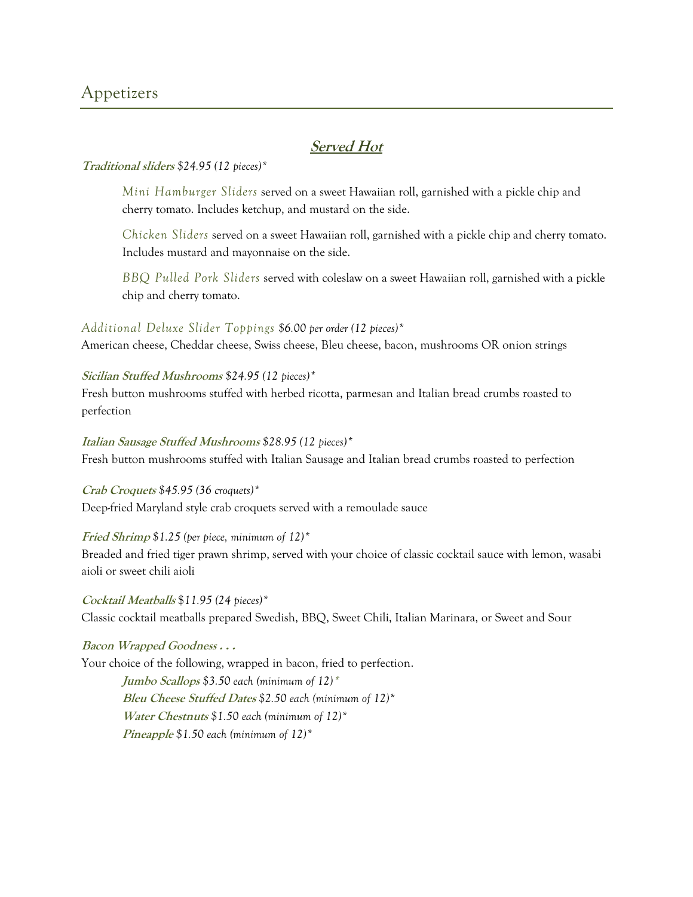# Appetizers

## ***Served Hot***

***Traditional sliders*** *$24.95 (12 pieces)\**

> *Mini Hamburger Sliders* served on a sweet Hawaiian roll, garnished with a pickle chip and cherry tomato. Includes ketchup, and mustard on the side.
>
> *Chicken Sliders* served on a sweet Hawaiian roll, garnished with a pickle chip and cherry tomato. Includes mustard and mayonnaise on the side.
>
> *BBQ Pulled Pork Sliders* served with coleslaw on a sweet Hawaiian roll, garnished with a pickle chip and cherry tomato.

*Additional Deluxe Slider Toppings $6.00 per order (12 pieces)\**
American cheese, Cheddar cheese, Swiss cheese, Bleu cheese, bacon, mushrooms OR onion strings

***Sicilian Stuffed Mushrooms*** *$24.95 (12 pieces)\**
Fresh button mushrooms stuffed with herbed ricotta, parmesan and Italian bread crumbs roasted to perfection

***Italian Sausage Stuffed Mushrooms*** *$28.95 (12 pieces)\**
Fresh button mushrooms stuffed with Italian Sausage and Italian bread crumbs roasted to perfection

***Crab Croquets*** *$45.95 (36 croquets)\**
Deep-fried Maryland style crab croquets served with a remoulade sauce

***Fried Shrimp*** *$1.25 (per piece, minimum of 12)\**
Breaded and fried tiger prawn shrimp, served with your choice of classic cocktail sauce with lemon, wasabi aioli or sweet chili aioli

***Cocktail Meatballs*** *$11.95 (24 pieces)\**
Classic cocktail meatballs prepared Swedish, BBQ, Sweet Chili, Italian Marinara, or Sweet and Sour

***Bacon Wrapped Goodness . . .***
Your choice of the following, wrapped in bacon, fried to perfection.

> ***Jumbo Scallops*** *$3.50 each (minimum of 12)\**
> ***Bleu Cheese Stuffed Dates*** *$2.50 each (minimum of 12)\**
> ***Water Chestnuts*** *$1.50 each (minimum of 12)\**
> ***Pineapple*** *$1.50 each (minimum of 12)\**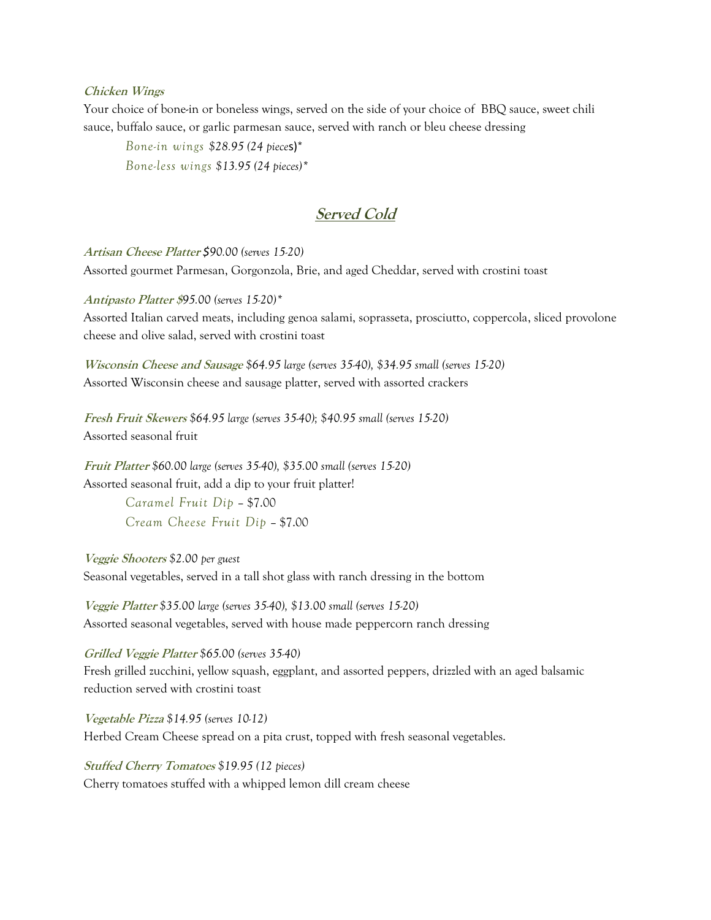**Chicken Wings**

Your choice of bone-in or boneless wings, served on the side of your choice of BBQ sauce, sweet chili sauce, buffalo sauce, or garlic parmesan sauce, served with ranch or bleu cheese dressing

*Bone-in wings $28.95 (24 pieces)**

*Bone-less wings $13.95 (24 pieces)**

## Served Cold

**Artisan Cheese Platter** *$90.00 (serves 15-20)*

Assorted gourmet Parmesan, Gorgonzola, Brie, and aged Cheddar, served with crostini toast

**Antipasto Platter** *$95.00 (serves 15-20)**

Assorted Italian carved meats, including genoa salami, soprasseta, prosciutto, coppercola, sliced provolone cheese and olive salad, served with crostini toast

**Wisconsin Cheese and Sausage** *$64.95 large (serves 35-40), $34.95 small (serves 15-20)*

Assorted Wisconsin cheese and sausage platter, served with assorted crackers

**Fresh Fruit Skewers** *$64.95 large (serves 35-40); $40.95 small (serves 15-20)*

Assorted seasonal fruit

**Fruit Platter** *$60.00 large (serves 35-40), $35.00 small (serves 15-20)*

Assorted seasonal fruit, add a dip to your fruit platter!

*Caramel Fruit Dip* – $7.00

*Cream Cheese Fruit Dip* – $7.00

**Veggie Shooters** *$2.00 per guest*

Seasonal vegetables, served in a tall shot glass with ranch dressing in the bottom

**Veggie Platter** *$35.00 large (serves 35-40), $13.00 small (serves 15-20)*

Assorted seasonal vegetables, served with house made peppercorn ranch dressing

**Grilled Veggie Platter** *$65.00 (serves 35-40)*

Fresh grilled zucchini, yellow squash, eggplant, and assorted peppers, drizzled with an aged balsamic reduction served with crostini toast

**Vegetable Pizza** *$14.95 (serves 10-12)*

Herbed Cream Cheese spread on a pita crust, topped with fresh seasonal vegetables.

**Stuffed Cherry Tomatoes** *$19.95 (12 pieces)*

Cherry tomatoes stuffed with a whipped lemon dill cream cheese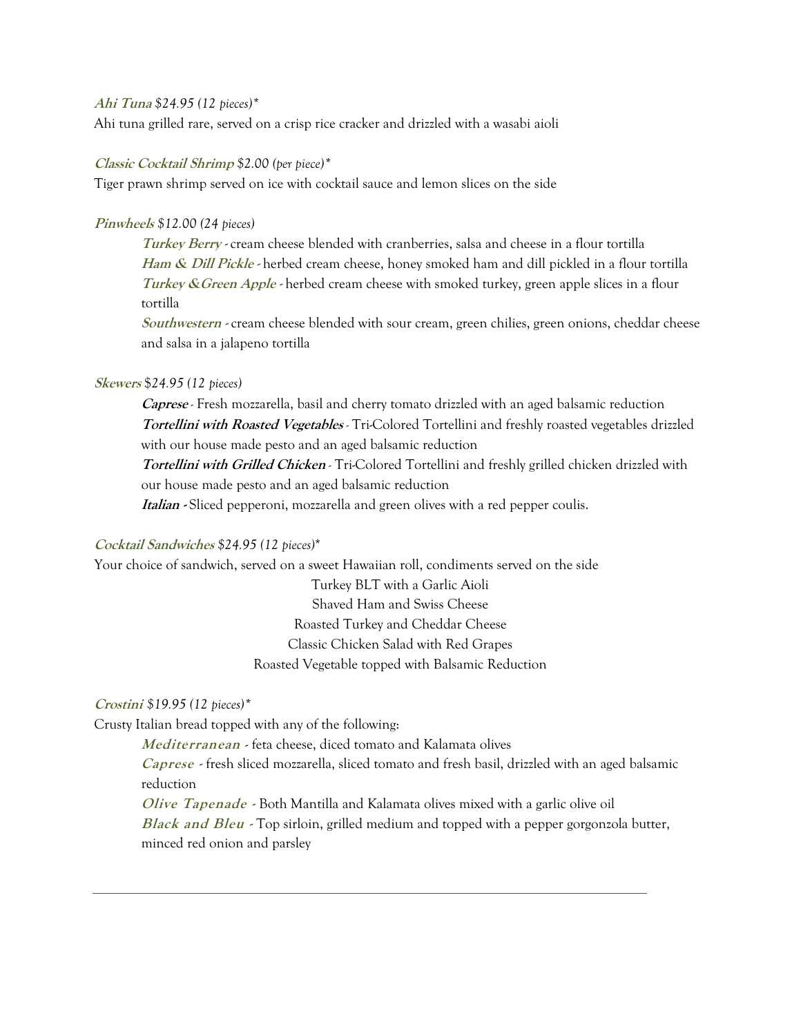**_Ahi Tuna_** *$24.95 (12 pieces)\**

Ahi tuna grilled rare, served on a crisp rice cracker and drizzled with a wasabi aioli

**_Classic Cocktail Shrimp_** *$2.00 (per piece)\**

Tiger prawn shrimp served on ice with cocktail sauce and lemon slices on the side

**_Pinwheels_** *$12.00 (24 pieces)*

> **_Turkey Berry -_** cream cheese blended with cranberries, salsa and cheese in a flour tortilla
> **_Ham & Dill Pickle -_** herbed cream cheese, honey smoked ham and dill pickled in a flour tortilla
> **_Turkey &Green Apple -_** herbed cream cheese with smoked turkey, green apple slices in a flour tortilla
> **_Southwestern -_** cream cheese blended with sour cream, green chilies, green onions, cheddar cheese and salsa in a jalapeno tortilla

**_Skewers_** *$24.95 (12 pieces)*

> **_Caprese_** - Fresh mozzarella, basil and cherry tomato drizzled with an aged balsamic reduction
> **_Tortellini with Roasted Vegetables_** - Tri-Colored Tortellini and freshly roasted vegetables drizzled with our house made pesto and an aged balsamic reduction
> **_Tortellini with Grilled Chicken_** - Tri-Colored Tortellini and freshly grilled chicken drizzled with our house made pesto and an aged balsamic reduction
> **_Italian -_** Sliced pepperoni, mozzarella and green olives with a red pepper coulis.

**_Cocktail Sandwiches_** *$24.95 (12 pieces)\**

Your choice of sandwich, served on a sweet Hawaiian roll, condiments served on the side

Turkey BLT with a Garlic Aioli
Shaved Ham and Swiss Cheese
Roasted Turkey and Cheddar Cheese
Classic Chicken Salad with Red Grapes
Roasted Vegetable topped with Balsamic Reduction

**_Crostini_** *$19.95 (12 pieces)\**

Crusty Italian bread topped with any of the following:

> **_Mediterranean -_** feta cheese, diced tomato and Kalamata olives
> **_Caprese -_** fresh sliced mozzarella, sliced tomato and fresh basil, drizzled with an aged balsamic reduction
> **_Olive Tapenade -_** Both Mantilla and Kalamata olives mixed with a garlic olive oil
> **_Black and Bleu -_** Top sirloin, grilled medium and topped with a pepper gorgonzola butter, minced red onion and parsley

---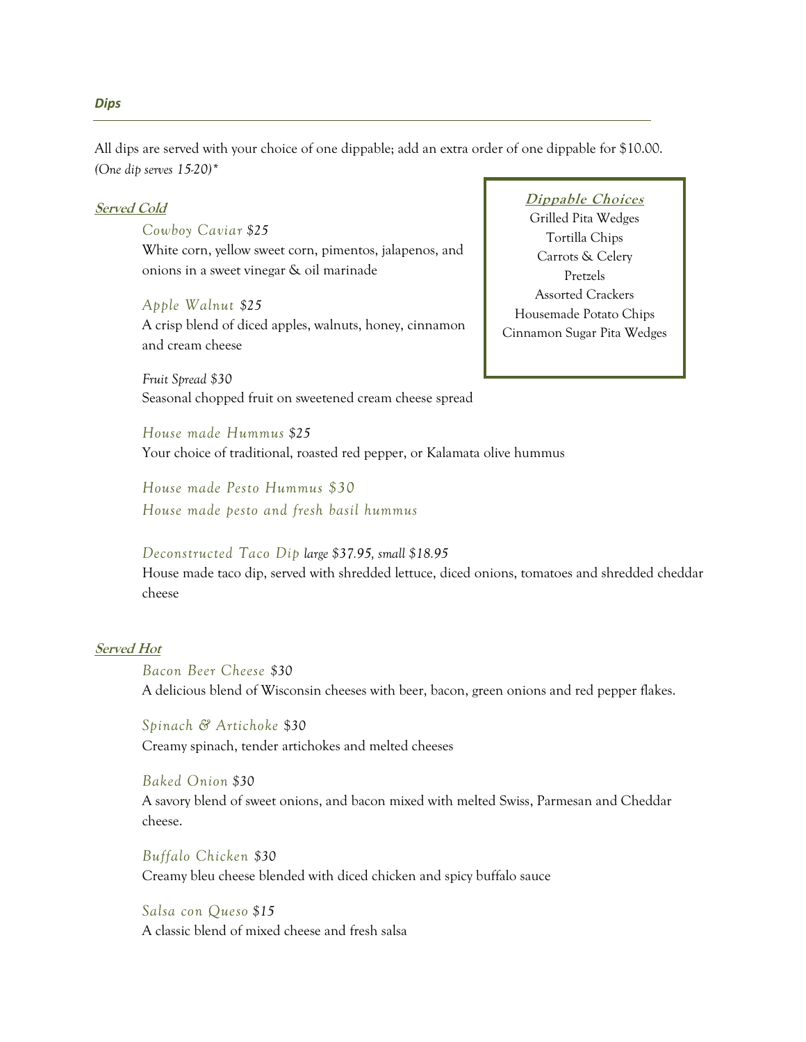## Dips

All dips are served with your choice of one dippable; add an extra order of one dippable for $10.00.
*(One dip serves 15-20)**

### Dippable Choices

- Grilled Pita Wedges
- Tortilla Chips
- Carrots & Celery
- Pretzels
- Assorted Crackers
- Housemade Potato Chips
- Cinnamon Sugar Pita Wedges

### Served Cold

*Cowboy Caviar* *$25*
White corn, yellow sweet corn, pimentos, jalapenos, and onions in a sweet vinegar & oil marinade

*Apple Walnut* *$25*
A crisp blend of diced apples, walnuts, honey, cinnamon and cream cheese

*Fruit Spread $30*
Seasonal chopped fruit on sweetened cream cheese spread

*House made Hummus* *$25*
Your choice of traditional, roasted red pepper, or Kalamata olive hummus

*House made Pesto Hummus $30*
*House made pesto and fresh basil hummus*

*Deconstructed Taco Dip* *large $37.95, small $18.95*
House made taco dip, served with shredded lettuce, diced onions, tomatoes and shredded cheddar cheese

### Served Hot

*Bacon Beer Cheese* *$30*
A delicious blend of Wisconsin cheeses with beer, bacon, green onions and red pepper flakes.

*Spinach & Artichoke* *$30*
Creamy spinach, tender artichokes and melted cheeses

*Baked Onion* *$30*
A savory blend of sweet onions, and bacon mixed with melted Swiss, Parmesan and Cheddar cheese.

*Buffalo Chicken* *$30*
Creamy bleu cheese blended with diced chicken and spicy buffalo sauce

*Salsa con Queso* *$15*
A classic blend of mixed cheese and fresh salsa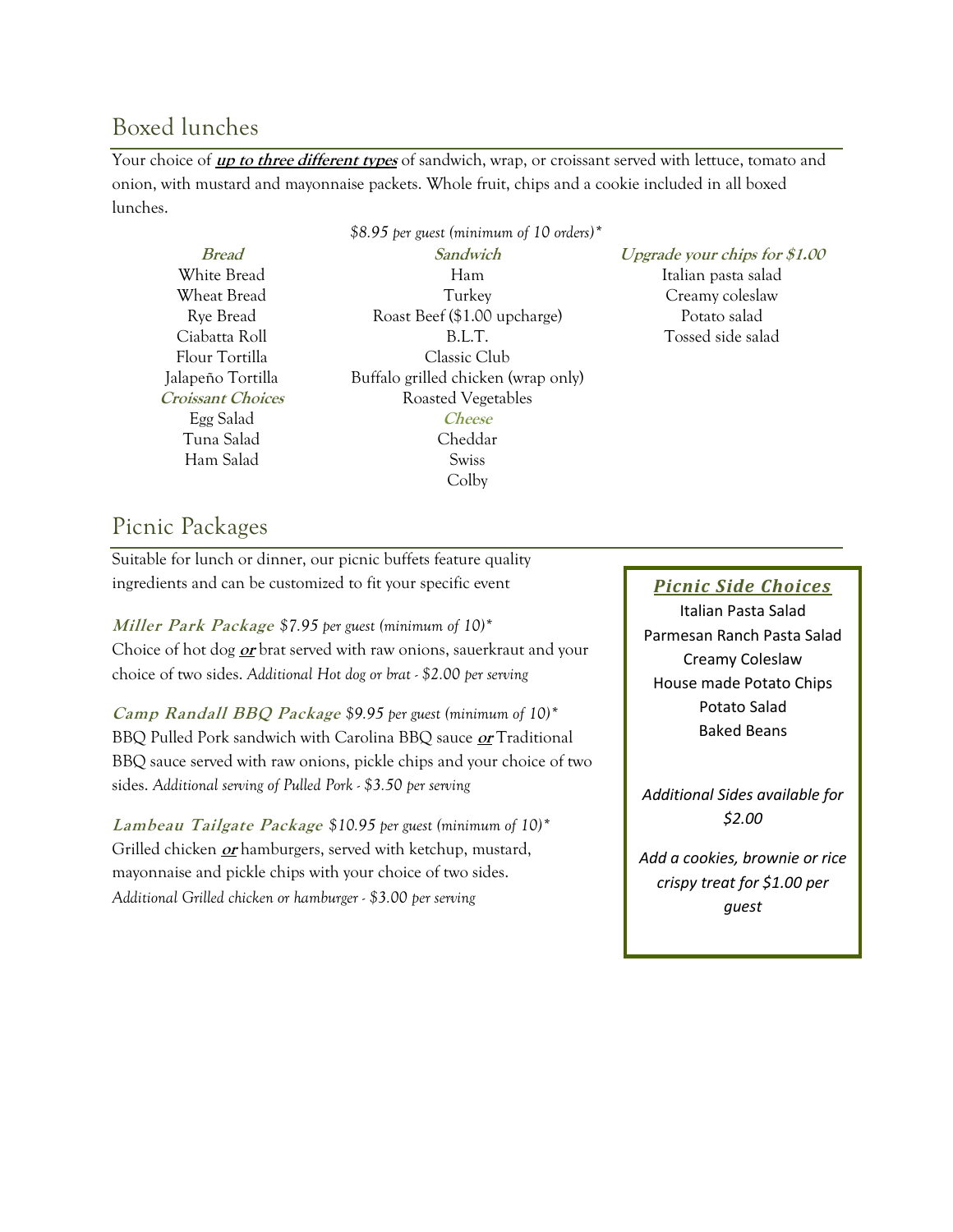## Boxed lunches

Your choice of ***up to three different types*** of sandwich, wrap, or croissant served with lettuce, tomato and onion, with mustard and mayonnaise packets. Whole fruit, chips and a cookie included in all boxed lunches.

*$8.95 per guest (minimum of 10 orders)**

| ***Bread*** | ***Sandwich*** | ***Upgrade your chips for $1.00*** |
|---|---|---|
| White Bread | Ham | Italian pasta salad |
| Wheat Bread | Turkey | Creamy coleslaw |
| Rye Bread | Roast Beef ($1.00 upcharge) | Potato salad |
| Ciabatta Roll | B.L.T. | Tossed side salad |
| Flour Tortilla | Classic Club | |
| Jalapeño Tortilla | Buffalo grilled chicken (wrap only) | |
| ***Croissant Choices*** | Roasted Vegetables | |
| Egg Salad | ***Cheese*** | |
| Tuna Salad | Cheddar | |
| Ham Salad | Swiss | |
| | Colby | |

## Picnic Packages

Suitable for lunch or dinner, our picnic buffets feature quality ingredients and can be customized to fit your specific event

***Miller Park Package*** *$7.95 per guest (minimum of 10)**
Choice of hot dog ***or*** brat served with raw onions, sauerkraut and your choice of two sides. *Additional Hot dog or brat - $2.00 per serving*

***Camp Randall BBQ Package*** *$9.95 per guest (minimum of 10)**
BBQ Pulled Pork sandwich with Carolina BBQ sauce ***or*** Traditional BBQ sauce served with raw onions, pickle chips and your choice of two sides. *Additional serving of Pulled Pork - $3.50 per serving*

***Lambeau Tailgate Package*** *$10.95 per guest (minimum of 10)**
Grilled chicken ***or*** hamburgers, served with ketchup, mustard, mayonnaise and pickle chips with your choice of two sides.
*Additional Grilled chicken or hamburger - $3.00 per serving*

### ***Picnic Side Choices***

Italian Pasta Salad
Parmesan Ranch Pasta Salad
Creamy Coleslaw
House made Potato Chips
Potato Salad
Baked Beans

*Additional Sides available for $2.00*

*Add a cookies, brownie or rice crispy treat for $1.00 per guest*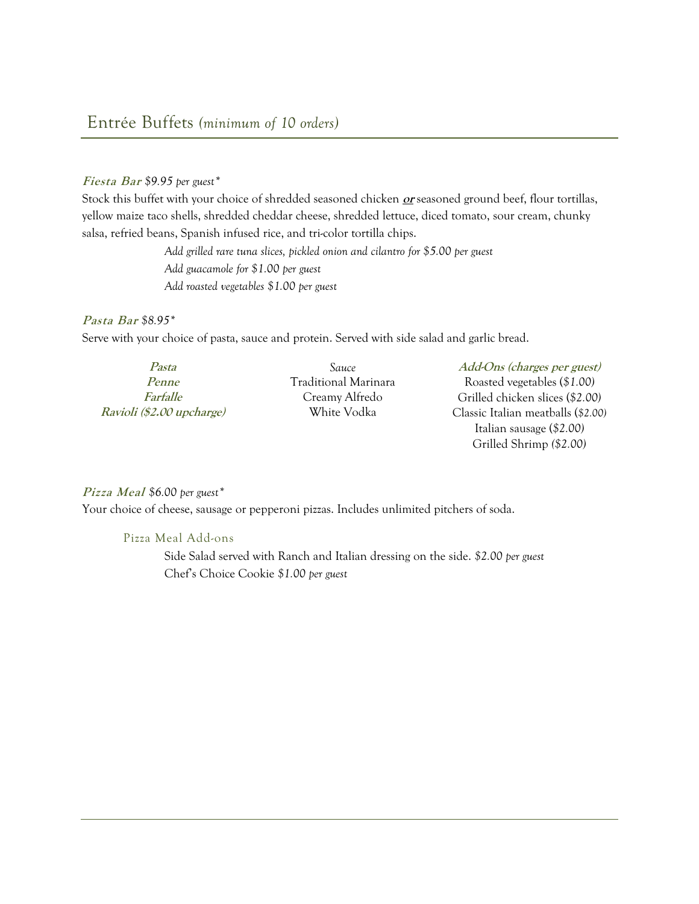## Entrée Buffets *(minimum of 10 orders)*

***Fiesta Bar*** *$9.95 per guest**

Stock this buffet with your choice of shredded seasoned chicken ***or*** seasoned ground beef, flour tortillas, yellow maize taco shells, shredded cheddar cheese, shredded lettuce, diced tomato, sour cream, chunky salsa, refried beans, Spanish infused rice, and tri-color tortilla chips.

*Add grilled rare tuna slices, pickled onion and cilantro for $5.00 per guest*
*Add guacamole for $1.00 per guest*
*Add roasted vegetables $1.00 per guest*

***Pasta Bar*** *$8.95**

Serve with your choice of pasta, sauce and protein. Served with side salad and garlic bread.

| ***Pasta*** | *Sauce* | ***Add-Ons (charges per guest)*** |
|---|---|---|
| ***Penne*** | Traditional Marinara | Roasted vegetables (*$1.00*) |
| ***Farfalle*** | Creamy Alfredo | Grilled chicken slices (*$2.00*) |
| ***Ravioli ($2.00 upcharge)*** | White Vodka | Classic Italian meatballs (*$2.00*) |
| | | Italian sausage (*$2.00*) |
| | | Grilled Shrimp *($2.00)* |

***Pizza Meal*** *$6.00 per guest**

Your choice of cheese, sausage or pepperoni pizzas. Includes unlimited pitchers of soda.

### Pizza Meal Add-ons

Side Salad served with Ranch and Italian dressing on the side. *$2.00 per guest*
Chef's Choice Cookie *$1.00 per guest*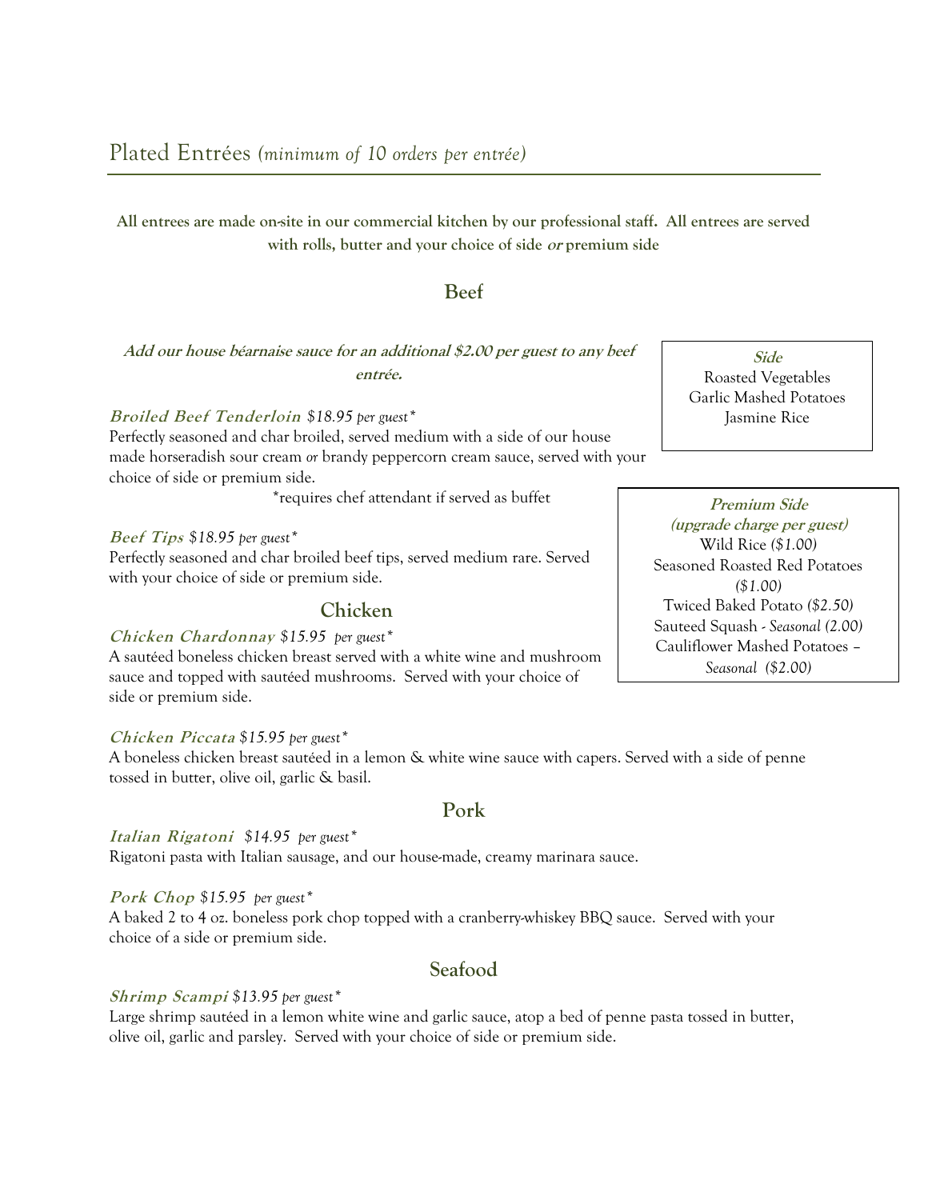## Plated Entrées *(minimum of 10 orders per entrée)*

**All entrees are made on-site in our commercial kitchen by our professional staff. All entrees are served with rolls, butter and your choice of side *or* premium side**

### Beef

***Add our house béarnaise sauce for an additional $2.00 per guest to any beef entrée.***

***Broiled Beef Tenderloin*** *$18.95 per guest**

Perfectly seasoned and char broiled, served medium with a side of our house made horseradish sour cream *or* brandy peppercorn cream sauce, served with your choice of side or premium side.

*requires chef attendant if served as buffet

***Beef Tips*** *$18.95 per guest**

Perfectly seasoned and char broiled beef tips, served medium rare. Served with your choice of side or premium side.

***Side***

Roasted Vegetables
Garlic Mashed Potatoes
Jasmine Rice

***Premium Side (upgrade charge per guest)***

Wild Rice *($1.00)*
Seasoned Roasted Red Potatoes *($1.00)*
Twiced Baked Potato *($2.50)*
Sauteed Squash - *Seasonal (2.00)*
Cauliflower Mashed Potatoes – *Seasonal ($2.00)*

### Chicken

***Chicken Chardonnay*** *$15.95 per guest**

A sautéed boneless chicken breast served with a white wine and mushroom sauce and topped with sautéed mushrooms. Served with your choice of side or premium side.

***Chicken Piccata*** *$15.95 per guest**

A boneless chicken breast sautéed in a lemon & white wine sauce with capers. Served with a side of penne tossed in butter, olive oil, garlic & basil.

### Pork

***Italian Rigatoni*** *$14.95 per guest**

Rigatoni pasta with Italian sausage, and our house-made, creamy marinara sauce.

***Pork Chop*** *$15.95 per guest**

A baked 2 to 4 oz. boneless pork chop topped with a cranberry-whiskey BBQ sauce. Served with your choice of a side or premium side.

### Seafood

***Shrimp Scampi*** *$13.95 per guest**

Large shrimp sautéed in a lemon white wine and garlic sauce, atop a bed of penne pasta tossed in butter, olive oil, garlic and parsley. Served with your choice of side or premium side.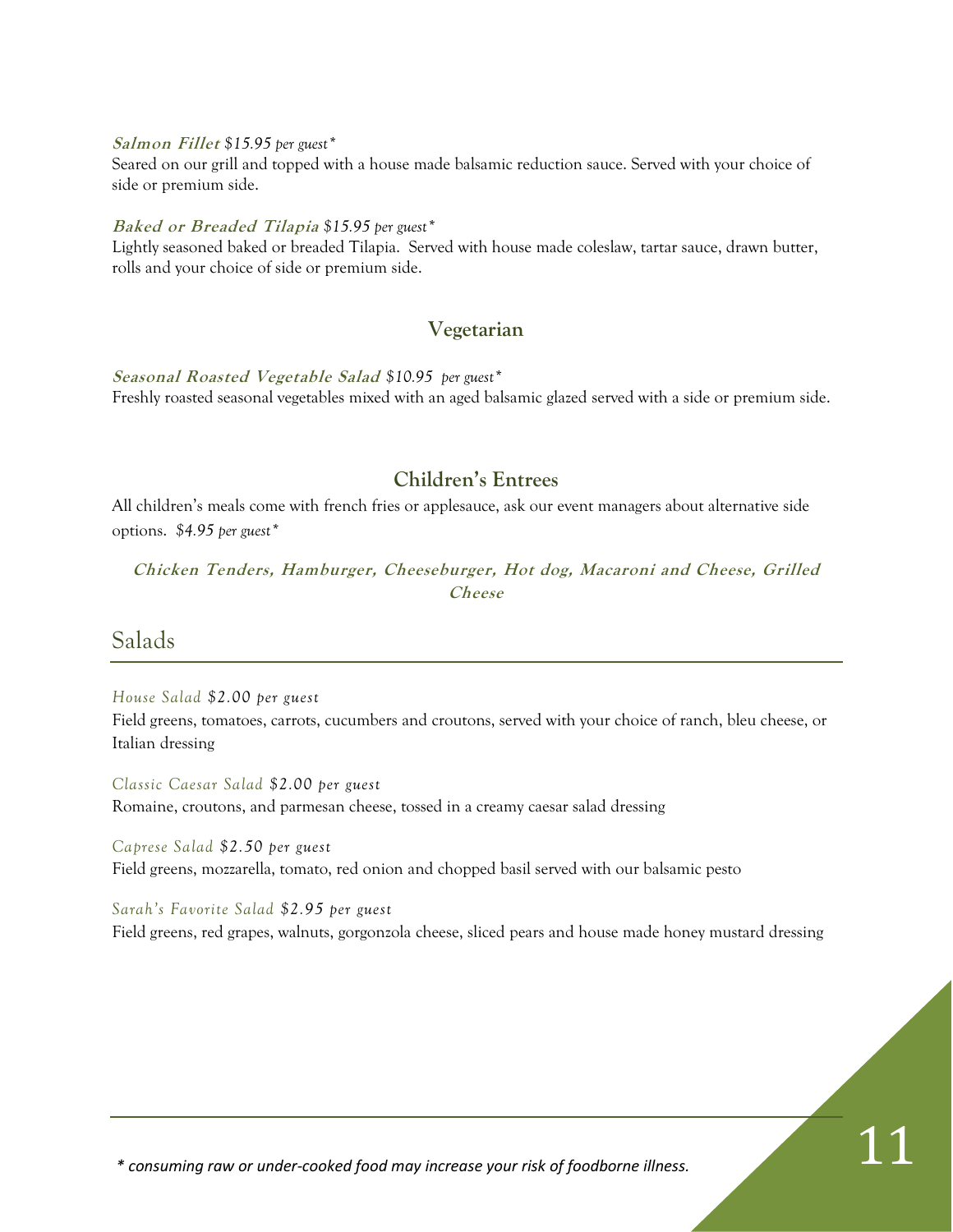***Salmon Fillet*** *$15.95 per guest**

Seared on our grill and topped with a house made balsamic reduction sauce. Served with your choice of side or premium side.

***Baked or Breaded Tilapia*** *$15.95 per guest**

Lightly seasoned baked or breaded Tilapia. Served with house made coleslaw, tartar sauce, drawn butter, rolls and your choice of side or premium side.

### Vegetarian

***Seasonal Roasted Vegetable Salad*** *$10.95 per guest**

Freshly roasted seasonal vegetables mixed with an aged balsamic glazed served with a side or premium side.

### Children's Entrees

All children's meals come with french fries or applesauce, ask our event managers about alternative side options. *$4.95 per guest**

***Chicken Tenders, Hamburger, Cheeseburger, Hot dog, Macaroni and Cheese, Grilled Cheese***

## Salads

*House Salad* *$2.00 per guest*

Field greens, tomatoes, carrots, cucumbers and croutons, served with your choice of ranch, bleu cheese, or Italian dressing

*Classic Caesar Salad* *$2.00 per guest*

Romaine, croutons, and parmesan cheese, tossed in a creamy caesar salad dressing

*Caprese Salad* *$2.50 per guest*

Field greens, mozzarella, tomato, red onion and chopped basil served with our balsamic pesto

*Sarah's Favorite Salad* *$2.95 per guest*

Field greens, red grapes, walnuts, gorgonzola cheese, sliced pears and house made honey mustard dressing

*\* consuming raw or under-cooked food may increase your risk of foodborne illness.*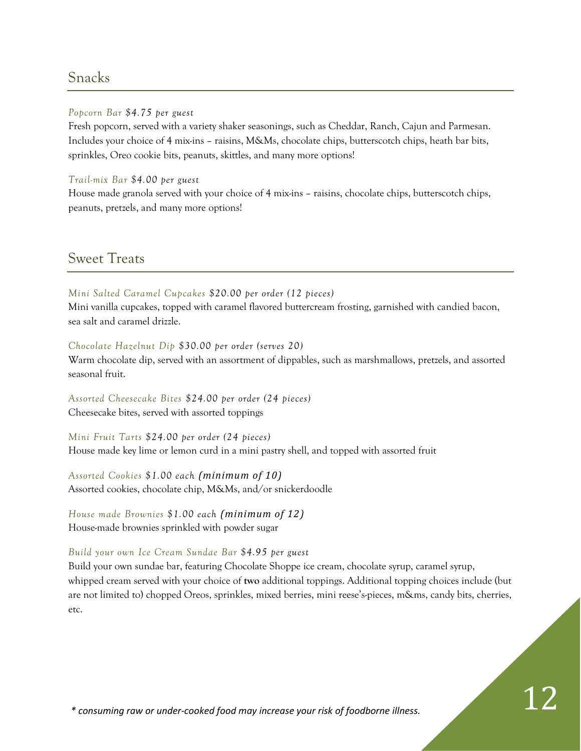## Snacks

*Popcorn Bar* *$4.75 per guest*
Fresh popcorn, served with a variety shaker seasonings, such as Cheddar, Ranch, Cajun and Parmesan. Includes your choice of 4 mix-ins – raisins, M&Ms, chocolate chips, butterscotch chips, heath bar bits, sprinkles, Oreo cookie bits, peanuts, skittles, and many more options!

*Trail-mix Bar* *$4.00 per guest*
House made granola served with your choice of 4 mix-ins – raisins, chocolate chips, butterscotch chips, peanuts, pretzels, and many more options!

## Sweet Treats

*Mini Salted Caramel Cupcakes* *$20.00 per order (12 pieces)*
Mini vanilla cupcakes, topped with caramel flavored buttercream frosting, garnished with candied bacon, sea salt and caramel drizzle.

*Chocolate Hazelnut Dip* *$30.00 per order (serves 20)*
Warm chocolate dip, served with an assortment of dippables, such as marshmallows, pretzels, and assorted seasonal fruit.

*Assorted Cheesecake Bites* *$24.00 per order (24 pieces)*
Cheesecake bites, served with assorted toppings

*Mini Fruit Tarts* *$24.00 per order (24 pieces)*
House made key lime or lemon curd in a mini pastry shell, and topped with assorted fruit

*Assorted Cookies* *$1.00 each* ***(minimum of 10)***
Assorted cookies, chocolate chip, M&Ms, and/or snickerdoodle

*House made Brownies* *$1.00 each* ***(minimum of 12)***
House-made brownies sprinkled with powder sugar

*Build your own Ice Cream Sundae Bar* *$4.95 per guest*
Build your own sundae bar, featuring Chocolate Shoppe ice cream, chocolate syrup, caramel syrup, whipped cream served with your choice of **two** additional toppings. Additional topping choices include (but are not limited to) chopped Oreos, sprinkles, mixed berries, mini reese's-pieces, m&ms, candy bits, cherries, etc.

*\* consuming raw or under-cooked food may increase your risk of foodborne illness.*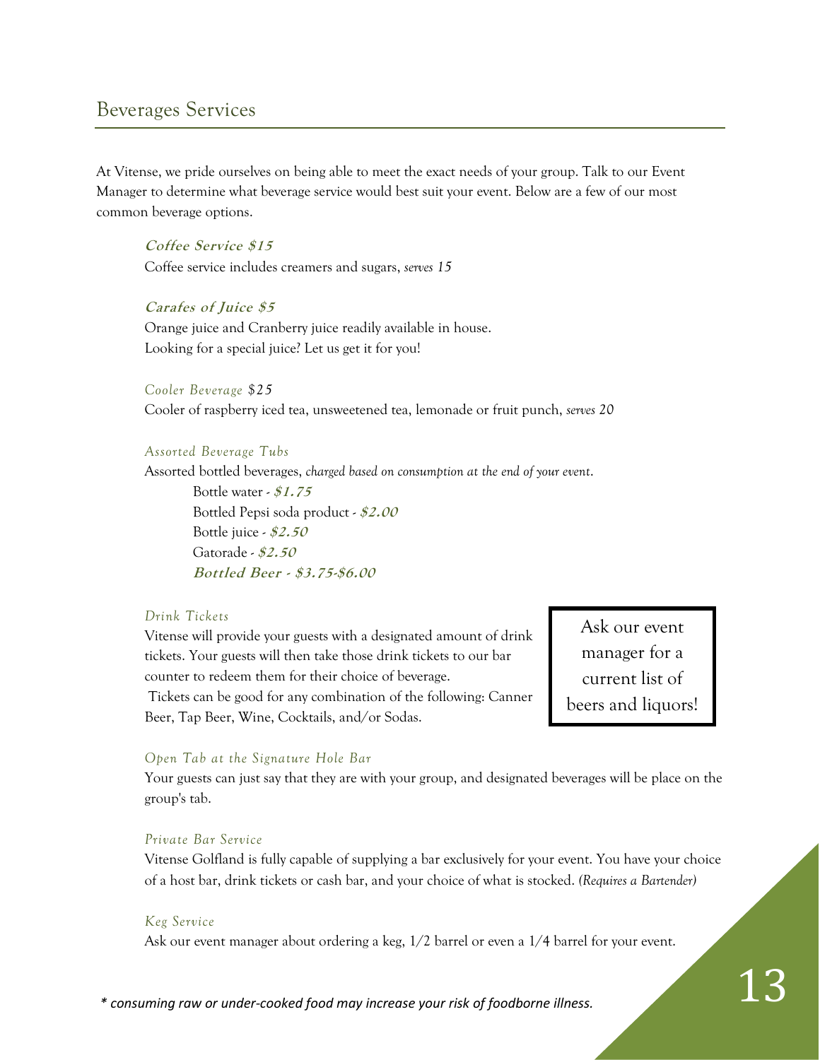## Beverages Services

At Vitense, we pride ourselves on being able to meet the exact needs of your group. Talk to our Event Manager to determine what beverage service would best suit your event. Below are a few of our most common beverage options.

***Coffee Service $15***
Coffee service includes creamers and sugars, *serves 15*

***Carafes of Juice $5***
Orange juice and Cranberry juice readily available in house.
Looking for a special juice? Let us get it for you!

*Cooler Beverage $25*
Cooler of raspberry iced tea, unsweetened tea, lemonade or fruit punch, *serves 20*

*Assorted Beverage Tubs*
Assorted bottled beverages, *charged based on consumption at the end of your event*.

- Bottle water - ***$1.75***
- Bottled Pepsi soda product - ***$2.00***
- Bottle juice - ***$2.50***
- Gatorade - ***$2.50***
- ***Bottled Beer - $3.75-$6.00***

*Drink Tickets*
Vitense will provide your guests with a designated amount of drink tickets. Your guests will then take those drink tickets to our bar counter to redeem them for their choice of beverage.
Tickets can be good for any combination of the following: Canner Beer, Tap Beer, Wine, Cocktails, and/or Sodas.

Ask our event manager for a current list of beers and liquors!

*Open Tab at the Signature Hole Bar*
Your guests can just say that they are with your group, and designated beverages will be place on the group's tab.

*Private Bar Service*
Vitense Golfland is fully capable of supplying a bar exclusively for your event. You have your choice of a host bar, drink tickets or cash bar, and your choice of what is stocked. *(Requires a Bartender)*

*Keg Service*
Ask our event manager about ordering a keg, 1/2 barrel or even a 1/4 barrel for your event.

*\* consuming raw or under-cooked food may increase your risk of foodborne illness.*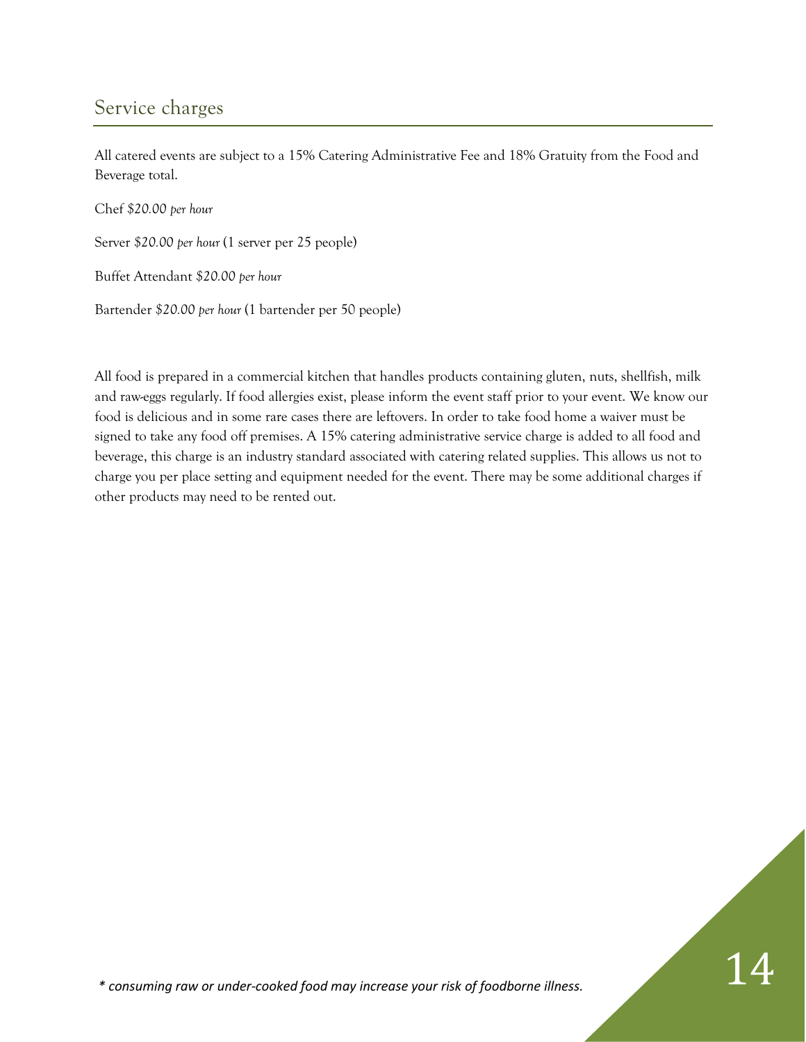## Service charges

All catered events are subject to a 15% Catering Administrative Fee and 18% Gratuity from the Food and Beverage total.

Chef $20.00 *per hour*

Server $20.00 *per hour* (1 server per 25 people)

Buffet Attendant $20.00 *per hour*

Bartender $20.00 *per hour* (1 bartender per 50 people)

All food is prepared in a commercial kitchen that handles products containing gluten, nuts, shellfish, milk and raw-eggs regularly. If food allergies exist, please inform the event staff prior to your event. We know our food is delicious and in some rare cases there are leftovers. In order to take food home a waiver must be signed to take any food off premises. A 15% catering administrative service charge is added to all food and beverage, this charge is an industry standard associated with catering related supplies. This allows us not to charge you per place setting and equipment needed for the event. There may be some additional charges if other products may need to be rented out.

*\* consuming raw or under-cooked food may increase your risk of foodborne illness.*